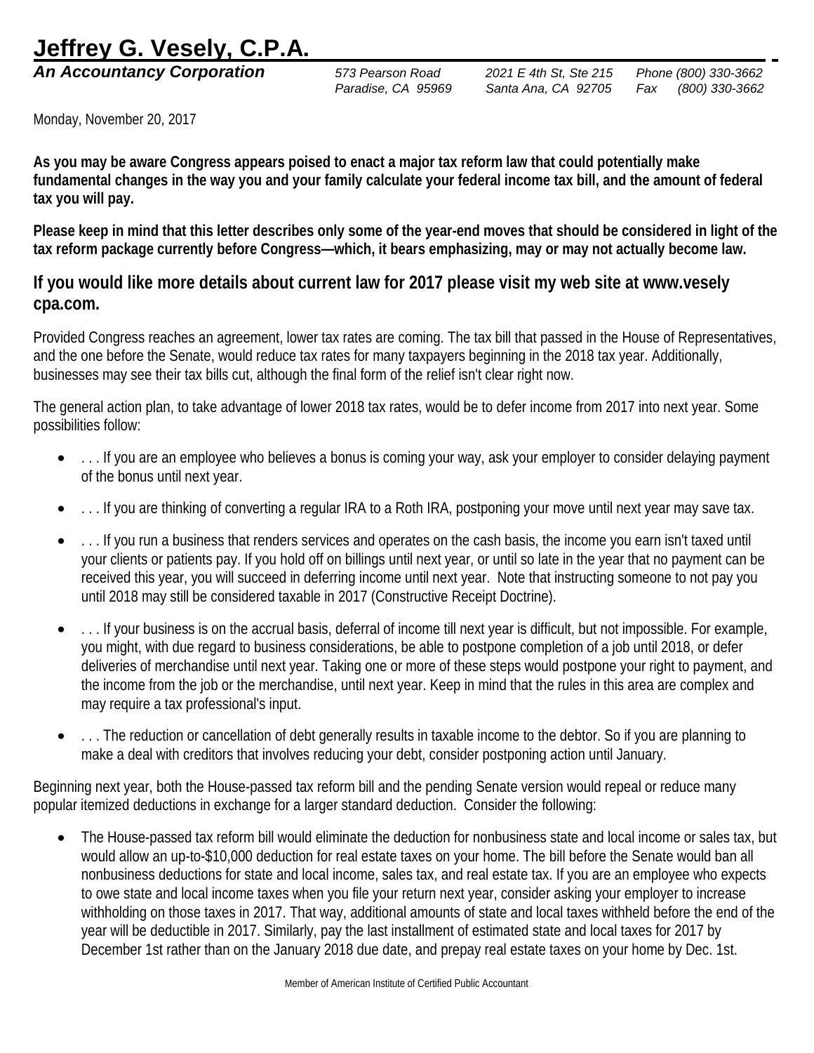# Jeffrey G. Vesely, C.P.A.

***An Accountancy Corporation***

*573 Pearson Road*
*Paradise, CA 95969*

*2021 E 4th St, Ste 215*
*Santa Ana, CA 92705*

*Phone (800) 330-3662*
*Fax (800) 330-3662*

Monday, November 20, 2017

**As you may be aware Congress appears poised to enact a major tax reform law that could potentially make fundamental changes in the way you and your family calculate your federal income tax bill, and the amount of federal tax you will pay.**

**Please keep in mind that this letter describes only some of the year-end moves that should be considered in light of the tax reform package currently before Congress—which, it bears emphasizing, may or may not actually become law.**

## If you would like more details about current law for 2017 please visit my web site at www.vesely cpa.com.

Provided Congress reaches an agreement, lower tax rates are coming. The tax bill that passed in the House of Representatives, and the one before the Senate, would reduce tax rates for many taxpayers beginning in the 2018 tax year. Additionally, businesses may see their tax bills cut, although the final form of the relief isn't clear right now.

The general action plan, to take advantage of lower 2018 tax rates, would be to defer income from 2017 into next year. Some possibilities follow:

- . . . If you are an employee who believes a bonus is coming your way, ask your employer to consider delaying payment of the bonus until next year.
- . . . If you are thinking of converting a regular IRA to a Roth IRA, postponing your move until next year may save tax.
- . . . If you run a business that renders services and operates on the cash basis, the income you earn isn't taxed until your clients or patients pay. If you hold off on billings until next year, or until so late in the year that no payment can be received this year, you will succeed in deferring income until next year. Note that instructing someone to not pay you until 2018 may still be considered taxable in 2017 (Constructive Receipt Doctrine).
- . . . If your business is on the accrual basis, deferral of income till next year is difficult, but not impossible. For example, you might, with due regard to business considerations, be able to postpone completion of a job until 2018, or defer deliveries of merchandise until next year. Taking one or more of these steps would postpone your right to payment, and the income from the job or the merchandise, until next year. Keep in mind that the rules in this area are complex and may require a tax professional's input.
- . . . The reduction or cancellation of debt generally results in taxable income to the debtor. So if you are planning to make a deal with creditors that involves reducing your debt, consider postponing action until January.

Beginning next year, both the House-passed tax reform bill and the pending Senate version would repeal or reduce many popular itemized deductions in exchange for a larger standard deduction. Consider the following:

- The House-passed tax reform bill would eliminate the deduction for nonbusiness state and local income or sales tax, but would allow an up-to-$10,000 deduction for real estate taxes on your home. The bill before the Senate would ban all nonbusiness deductions for state and local income, sales tax, and real estate tax. If you are an employee who expects to owe state and local income taxes when you file your return next year, consider asking your employer to increase withholding on those taxes in 2017. That way, additional amounts of state and local taxes withheld before the end of the year will be deductible in 2017. Similarly, pay the last installment of estimated state and local taxes for 2017 by December 1st rather than on the January 2018 due date, and prepay real estate taxes on your home by Dec. 1st.

Member of American Institute of Certified Public Accountant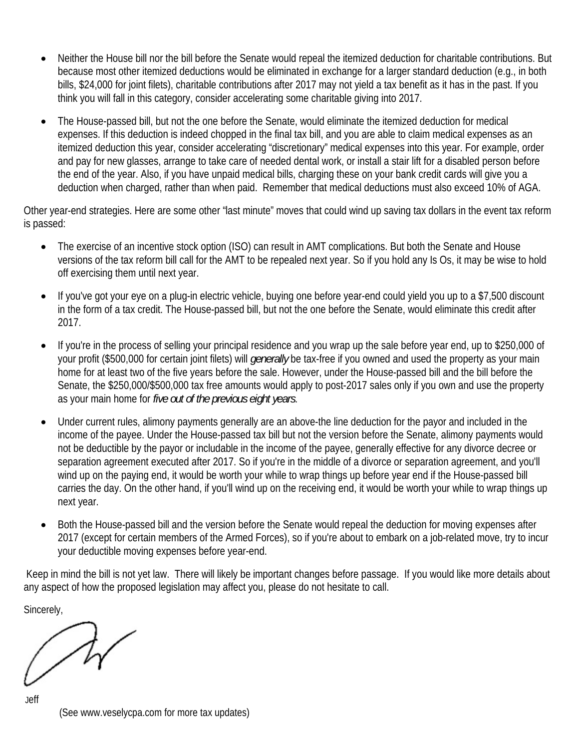- Neither the House bill nor the bill before the Senate would repeal the itemized deduction for charitable contributions. But because most other itemized deductions would be eliminated in exchange for a larger standard deduction (e.g., in both bills, $24,000 for joint filets), charitable contributions after 2017 may not yield a tax benefit as it has in the past. If you think you will fall in this category, consider accelerating some charitable giving into 2017.

- The House-passed bill, but not the one before the Senate, would eliminate the itemized deduction for medical expenses. If this deduction is indeed chopped in the final tax bill, and you are able to claim medical expenses as an itemized deduction this year, consider accelerating "discretionary" medical expenses into this year. For example, order and pay for new glasses, arrange to take care of needed dental work, or install a stair lift for a disabled person before the end of the year. Also, if you have unpaid medical bills, charging these on your bank credit cards will give you a deduction when charged, rather than when paid. Remember that medical deductions must also exceed 10% of AGA.

Other year-end strategies. Here are some other "last minute" moves that could wind up saving tax dollars in the event tax reform is passed:

- The exercise of an incentive stock option (ISO) can result in AMT complications. But both the Senate and House versions of the tax reform bill call for the AMT to be repealed next year. So if you hold any Is Os, it may be wise to hold off exercising them until next year.

- If you've got your eye on a plug-in electric vehicle, buying one before year-end could yield you up to a $7,500 discount in the form of a tax credit. The House-passed bill, but not the one before the Senate, would eliminate this credit after 2017.

- If you're in the process of selling your principal residence and you wrap up the sale before year end, up to $250,000 of your profit ($500,000 for certain joint filets) will *generally* be tax-free if you owned and used the property as your main home for at least two of the five years before the sale. However, under the House-passed bill and the bill before the Senate, the $250,000/$500,000 tax free amounts would apply to post-2017 sales only if you own and use the property as your main home for *five out of the previous eight years*.

- Under current rules, alimony payments generally are an above-the line deduction for the payor and included in the income of the payee. Under the House-passed tax bill but not the version before the Senate, alimony payments would not be deductible by the payor or includable in the income of the payee, generally effective for any divorce decree or separation agreement executed after 2017. So if you're in the middle of a divorce or separation agreement, and you'll wind up on the paying end, it would be worth your while to wrap things up before year end if the House-passed bill carries the day. On the other hand, if you'll wind up on the receiving end, it would be worth your while to wrap things up next year.

- Both the House-passed bill and the version before the Senate would repeal the deduction for moving expenses after 2017 (except for certain members of the Armed Forces), so if you're about to embark on a job-related move, try to incur your deductible moving expenses before year-end.

Keep in mind the bill is not yet law. There will likely be important changes before passage. If you would like more details about any aspect of how the proposed legislation may affect you, please do not hesitate to call.

Sincerely,

Jeff

(See www.veselycpa.com for more tax updates)